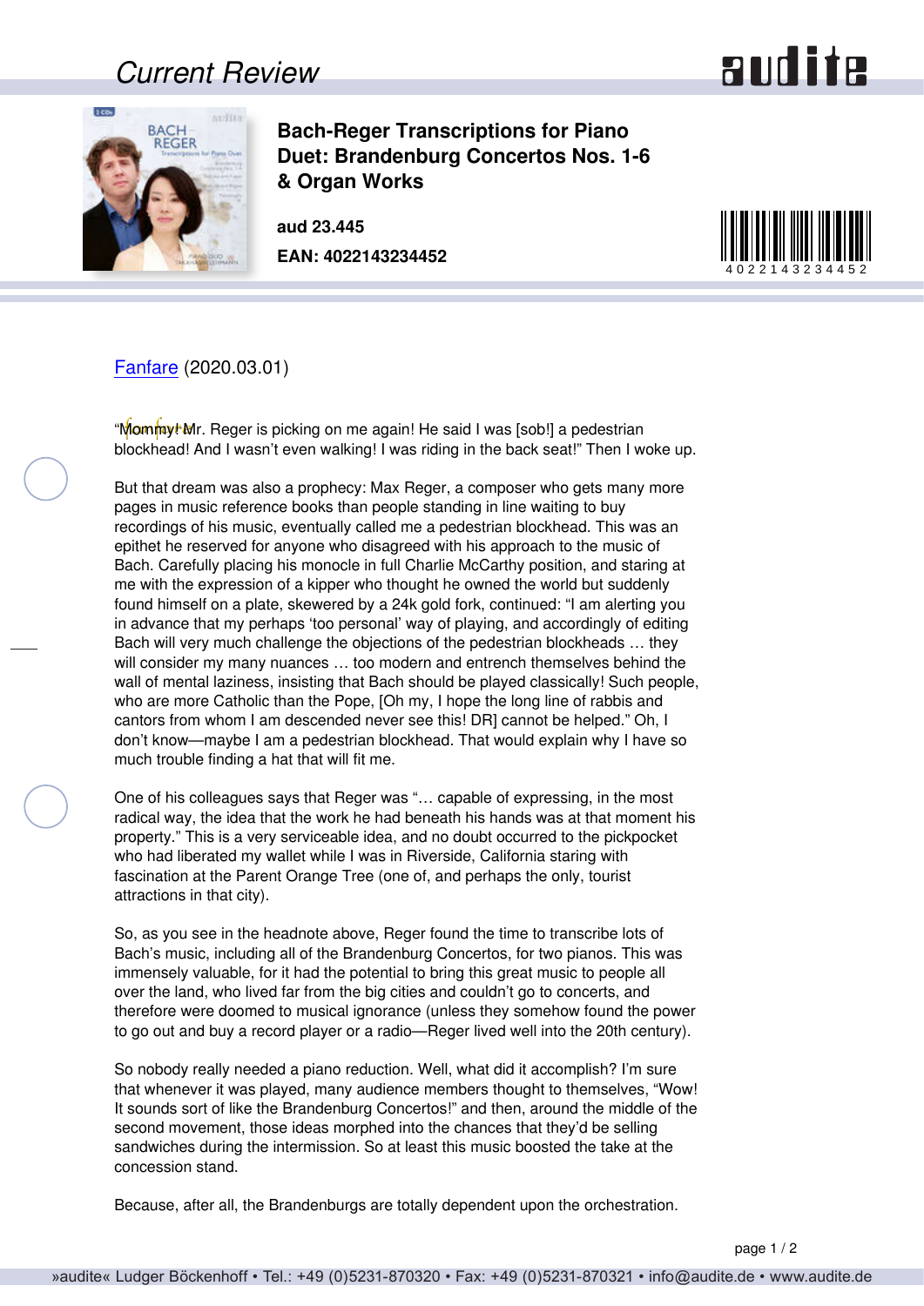# Current Review

## Bach-Reger Transcriptions for Piano Duet: Brandenburg Concertos Nos. 1-6 & Organ Works

**aud 23.445**

**EAN: 4022143234452**

Fanfare (2020.03.01)

"Mommy! Mr. Reger is picking on me again! He said I was [sob!] a pedestrian blockhead! And I wasn't even walking! I was riding in the back seat!" Then I woke up.

But that dream was also a prophecy: Max Reger, a composer who gets many more pages in music reference books than people standing in line waiting to buy recordings of his music, eventually called me a pedestrian blockhead. This was an epithet he reserved for anyone who disagreed with his approach to the music of Bach. Carefully placing his monocle in full Charlie McCarthy position, and staring at me with the expression of a kipper who thought he owned the world but suddenly found himself on a plate, skewered by a 24k gold fork, continued: "I am alerting you in advance that my perhaps 'too personal' way of playing, and accordingly of editing Bach will very much challenge the objections of the pedestrian blockheads … they will consider my many nuances … too modern and entrench themselves behind the wall of mental laziness, insisting that Bach should be played classically! Such people, who are more Catholic than the Pope, [Oh my, I hope the long line of rabbis and cantors from whom I am descended never see this! DR] cannot be helped." Oh, I don't know—maybe I am a pedestrian blockhead. That would explain why I have so much trouble finding a hat that will fit me.

One of his colleagues says that Reger was "… capable of expressing, in the most radical way, the idea that the work he had beneath his hands was at that moment his property." This is a very serviceable idea, and no doubt occurred to the pickpocket who had liberated my wallet while I was in Riverside, California staring with fascination at the Parent Orange Tree (one of, and perhaps the only, tourist attractions in that city).

So, as you see in the headnote above, Reger found the time to transcribe lots of Bach's music, including all of the Brandenburg Concertos, for two pianos. This was immensely valuable, for it had the potential to bring this great music to people all over the land, who lived far from the big cities and couldn't go to concerts, and therefore were doomed to musical ignorance (unless they somehow found the power to go out and buy a record player or a radio—Reger lived well into the 20th century).

So nobody really needed a piano reduction. Well, what did it accomplish? I'm sure that whenever it was played, many audience members thought to themselves, "Wow! It sounds sort of like the Brandenburg Concertos!" and then, around the middle of the second movement, those ideas morphed into the chances that they'd be selling sandwiches during the intermission. So at least this music boosted the take at the concession stand.

Because, after all, the Brandenburgs are totally dependent upon the orchestration.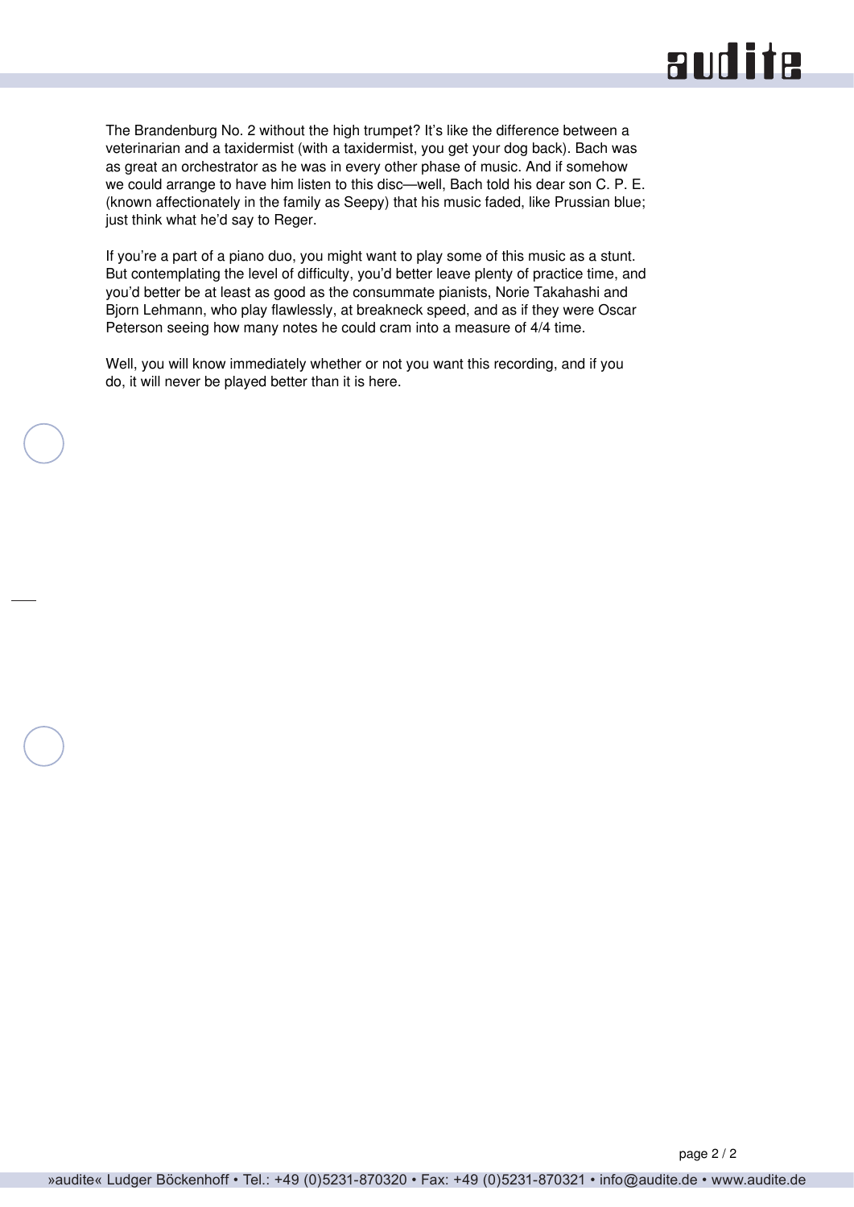The Brandenburg No. 2 without the high trumpet? It's like the difference between a veterinarian and a taxidermist (with a taxidermist, you get your dog back). Bach was as great an orchestrator as he was in every other phase of music. And if somehow we could arrange to have him listen to this disc—well, Bach told his dear son C. P. E. (known affectionately in the family as Seepy) that his music faded, like Prussian blue; just think what he'd say to Reger.

If you're a part of a piano duo, you might want to play some of this music as a stunt. But contemplating the level of difficulty, you'd better leave plenty of practice time, and you'd better be at least as good as the consummate pianists, Norie Takahashi and Bjorn Lehmann, who play flawlessly, at breakneck speed, and as if they were Oscar Peterson seeing how many notes he could cram into a measure of 4/4 time.

Well, you will know immediately whether or not you want this recording, and if you do, it will never be played better than it is here.